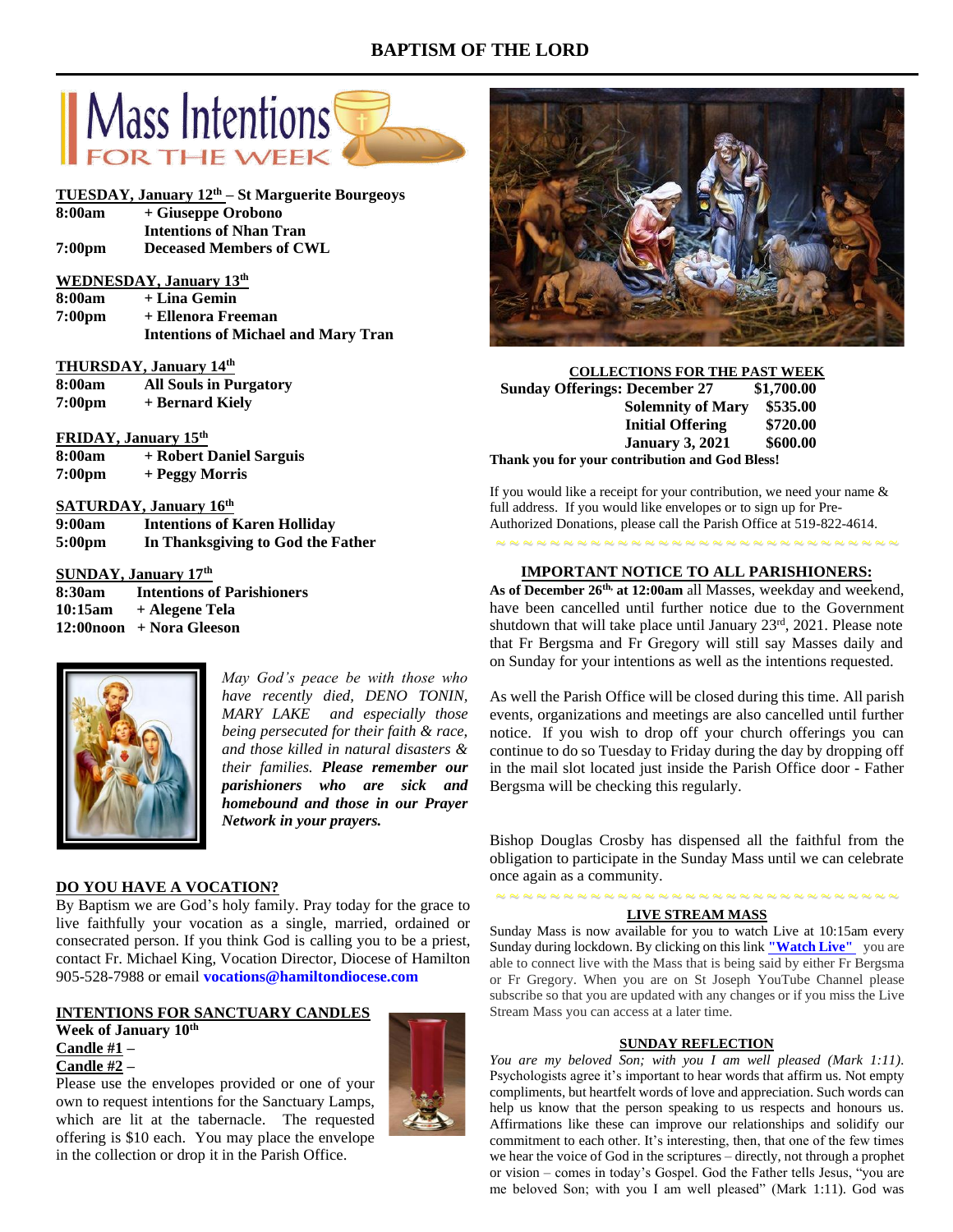# BAPTISM OF THE LORD

## Mass Intentions FOR THE WEEK

**TUESDAY, January 12th – St Marguerite Bourgeoys**

| | |
|---|---|
| **8:00am** | **+ Giuseppe Orobono** |
| | **Intentions of Nhan Tran** |
| **7:00pm** | **Deceased Members of CWL** |

**WEDNESDAY, January 13th**

| | |
|---|---|
| **8:00am** | **+ Lina Gemin** |
| **7:00pm** | **+ Ellenora Freeman** |
| | **Intentions of Michael and Mary Tran** |

**THURSDAY, January 14th**

| | |
|---|---|
| **8:00am** | **All Souls in Purgatory** |
| **7:00pm** | **+ Bernard Kiely** |

**FRIDAY, January 15th**

| | |
|---|---|
| **8:00am** | **+ Robert Daniel Sarguis** |
| **7:00pm** | **+ Peggy Morris** |

**SATURDAY, January 16th**

| | |
|---|---|
| **9:00am** | **Intentions of Karen Holliday** |
| **5:00pm** | **In Thanksgiving to God the Father** |

**SUNDAY, January 17th**

| | |
|---|---|
| **8:30am** | **Intentions of Parishioners** |
| **10:15am** | **+ Alegene Tela** |
| **12:00noon** | **+ Nora Gleeson** |

*May God's peace be with those who have recently died, DENO TONIN, MARY LAKE and especially those being persecuted for their faith & race, and those killed in natural disasters & their families.* ***Please remember our parishioners who are sick and homebound and those in our Prayer Network in your prayers.***

**DO YOU HAVE A VOCATION?**

By Baptism we are God's holy family. Pray today for the grace to live faithfully your vocation as a single, married, ordained or consecrated person. If you think God is calling you to be a priest, contact Fr. Michael King, Vocation Director, Diocese of Hamilton 905-528-7988 or email **vocations@hamiltondiocese.com**

**INTENTIONS FOR SANCTUARY CANDLES**

**Week of January 10th**

**Candle #1** –

**Candle #2** –

Please use the envelopes provided or one of your own to request intentions for the Sanctuary Lamps, which are lit at the tabernacle. The requested offering is $10 each. You may place the envelope in the collection or drop it in the Parish Office.

**COLLECTIONS FOR THE PAST WEEK**

| | |
|---|---|
| **Sunday Offerings: December 27** | **$1,700.00** |
| **Solemnity of Mary** | **$535.00** |
| **Initial Offering** | **$720.00** |
| **January 3, 2021** | **$600.00** |

**Thank you for your contribution and God Bless!**

If you would like a receipt for your contribution, we need your name & full address. If you would like envelopes or to sign up for Pre-Authorized Donations, please call the Parish Office at 519-822-4614.

**IMPORTANT NOTICE TO ALL PARISHIONERS:**

**As of December 26th, at 12:00am** all Masses, weekday and weekend, have been cancelled until further notice due to the Government shutdown that will take place until January 23rd, 2021. Please note that Fr Bergsma and Fr Gregory will still say Masses daily and on Sunday for your intentions as well as the intentions requested.

As well the Parish Office will be closed during this time. All parish events, organizations and meetings are also cancelled until further notice. If you wish to drop off your church offerings you can continue to do so Tuesday to Friday during the day by dropping off in the mail slot located just inside the Parish Office door - Father Bergsma will be checking this regularly.

Bishop Douglas Crosby has dispensed all the faithful from the obligation to participate in the Sunday Mass until we can celebrate once again as a community.

**LIVE STREAM MASS**

Sunday Mass is now available for you to watch Live at 10:15am every Sunday during lockdown. By clicking on this link **"Watch Live"** you are able to connect live with the Mass that is being said by either Fr Bergsma or Fr Gregory. When you are on St Joseph YouTube Channel please subscribe so that you are updated with any changes or if you miss the Live Stream Mass you can access at a later time.

**SUNDAY REFLECTION**

*You are my beloved Son; with you I am well pleased (Mark 1:11).* Psychologists agree it's important to hear words that affirm us. Not empty compliments, but heartfelt words of love and appreciation. Such words can help us know that the person speaking to us respects and honours us. Affirmations like these can improve our relationships and solidify our commitment to each other. It's interesting, then, that one of the few times we hear the voice of God in the scriptures – directly, not through a prophet or vision – comes in today's Gospel. God the Father tells Jesus, "you are me beloved Son; with you I am well pleased" (Mark 1:11). God was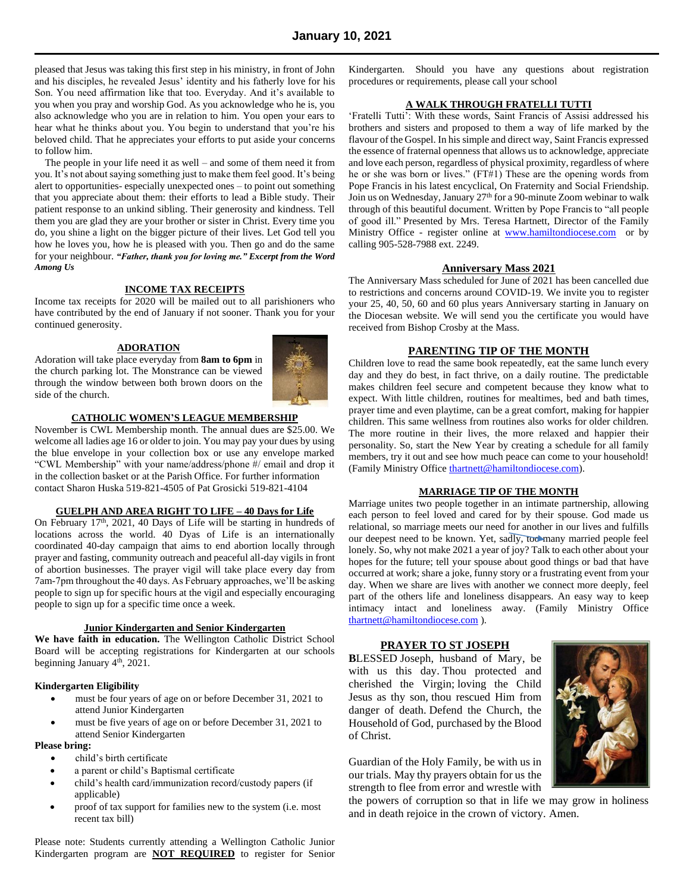pleased that Jesus was taking this first step in his ministry, in front of John and his disciples, he revealed Jesus' identity and his fatherly love for his Son. You need affirmation like that too. Everyday. And it's available to you when you pray and worship God. As you acknowledge who he is, you also acknowledge who you are in relation to him. You open your ears to hear what he thinks about you. You begin to understand that you're his beloved child. That he appreciates your efforts to put aside your concerns to follow him.

The people in your life need it as well – and some of them need it from you. It's not about saying something just to make them feel good. It's being alert to opportunities- especially unexpected ones – to point out something that you appreciate about them: their efforts to lead a Bible study. Their patient response to an unkind sibling. Their generosity and kindness. Tell them you are glad they are your brother or sister in Christ. Every time you do, you shine a light on the bigger picture of their lives. Let God tell you how he loves you, how he is pleased with you. Then go and do the same for your neighbour. ***"Father, thank you for loving me." Excerpt from the Word Among Us***

## INCOME TAX RECEIPTS

Income tax receipts for 2020 will be mailed out to all parishioners who have contributed by the end of January if not sooner. Thank you for your continued generosity.

## ADORATION

Adoration will take place everyday from **8am to 6pm** in the church parking lot. The Monstrance can be viewed through the window between both brown doors on the side of the church.

## CATHOLIC WOMEN'S LEAGUE MEMBERSHIP

November is CWL Membership month. The annual dues are $25.00. We welcome all ladies age 16 or older to join. You may pay your dues by using the blue envelope in your collection box or use any envelope marked "CWL Membership" with your name/address/phone #/ email and drop it in the collection basket or at the Parish Office. For further information contact Sharon Huska 519-821-4505 of Pat Grosicki 519-821-4104

## GUELPH AND AREA RIGHT TO LIFE – 40 Days for Life

On February 17th, 2021, 40 Days of Life will be starting in hundreds of locations across the world. 40 Dyas of Life is an internationally coordinated 40-day campaign that aims to end abortion locally through prayer and fasting, community outreach and peaceful all-day vigils in front of abortion businesses. The prayer vigil will take place every day from 7am-7pm throughout the 40 days. As February approaches, we'll be asking people to sign up for specific hours at the vigil and especially encouraging people to sign up for a specific time once a week.

## Junior Kindergarten and Senior Kindergarten

**We have faith in education.** The Wellington Catholic District School Board will be accepting registrations for Kindergarten at our schools beginning January 4th, 2021.

**Kindergarten Eligibility**

- must be four years of age on or before December 31, 2021 to attend Junior Kindergarten
- must be five years of age on or before December 31, 2021 to attend Senior Kindergarten

**Please bring:**

- child's birth certificate
- a parent or child's Baptismal certificate
- child's health card/immunization record/custody papers (if applicable)
- proof of tax support for families new to the system (i.e. most recent tax bill)

Please note: Students currently attending a Wellington Catholic Junior Kindergarten program are **NOT REQUIRED** to register for Senior Kindergarten. Should you have any questions about registration procedures or requirements, please call your school

## A WALK THROUGH FRATELLI TUTTI

'Fratelli Tutti': With these words, Saint Francis of Assisi addressed his brothers and sisters and proposed to them a way of life marked by the flavour of the Gospel. In his simple and direct way, Saint Francis expressed the essence of fraternal openness that allows us to acknowledge, appreciate and love each person, regardless of physical proximity, regardless of where he or she was born or lives." (FT#1) These are the opening words from Pope Francis in his latest encyclical, On Fraternity and Social Friendship. Join us on Wednesday, January 27th for a 90-minute Zoom webinar to walk through of this beautiful document. Written by Pope Francis to "all people of good ill." Presented by Mrs. Teresa Hartnett, Director of the Family Ministry Office - register online at www.hamiltondiocese.com or by calling 905-528-7988 ext. 2249.

## Anniversary Mass 2021

The Anniversary Mass scheduled for June of 2021 has been cancelled due to restrictions and concerns around COVID-19. We invite you to register your 25, 40, 50, 60 and 60 plus years Anniversary starting in January on the Diocesan website. We will send you the certificate you would have received from Bishop Crosby at the Mass.

## PARENTING TIP OF THE MONTH

Children love to read the same book repeatedly, eat the same lunch every day and they do best, in fact thrive, on a daily routine. The predictable makes children feel secure and competent because they know what to expect. With little children, routines for mealtimes, bed and bath times, prayer time and even playtime, can be a great comfort, making for happier children. This same wellness from routines also works for older children. The more routine in their lives, the more relaxed and happier their personality. So, start the New Year by creating a schedule for all family members, try it out and see how much peace can come to your household! (Family Ministry Office thartnett@hamiltondiocese.com).

## MARRIAGE TIP OF THE MONTH

Marriage unites two people together in an intimate partnership, allowing each person to feel loved and cared for by their spouse. God made us relational, so marriage meets our need for another in our lives and fulfills our deepest need to be known. Yet, sadly, too many married people feel lonely. So, why not make 2021 a year of joy? Talk to each other about your hopes for the future; tell your spouse about good things or bad that have occurred at work; share a joke, funny story or a frustrating event from your day. When we share are lives with another we connect more deeply, feel part of the others life and loneliness disappears. An easy way to keep intimacy intact and loneliness away. (Family Ministry Office thartnett@hamiltondiocese.com ).

## PRAYER TO ST JOSEPH

**B**LESSED Joseph, husband of Mary, be with us this day. Thou protected and cherished the Virgin; loving the Child Jesus as thy son, thou rescued Him from danger of death. Defend the Church, the Household of God, purchased by the Blood of Christ.

Guardian of the Holy Family, be with us in our trials. May thy prayers obtain for us the strength to flee from error and wrestle with the powers of corruption so that in life we may grow in holiness and in death rejoice in the crown of victory. Amen.